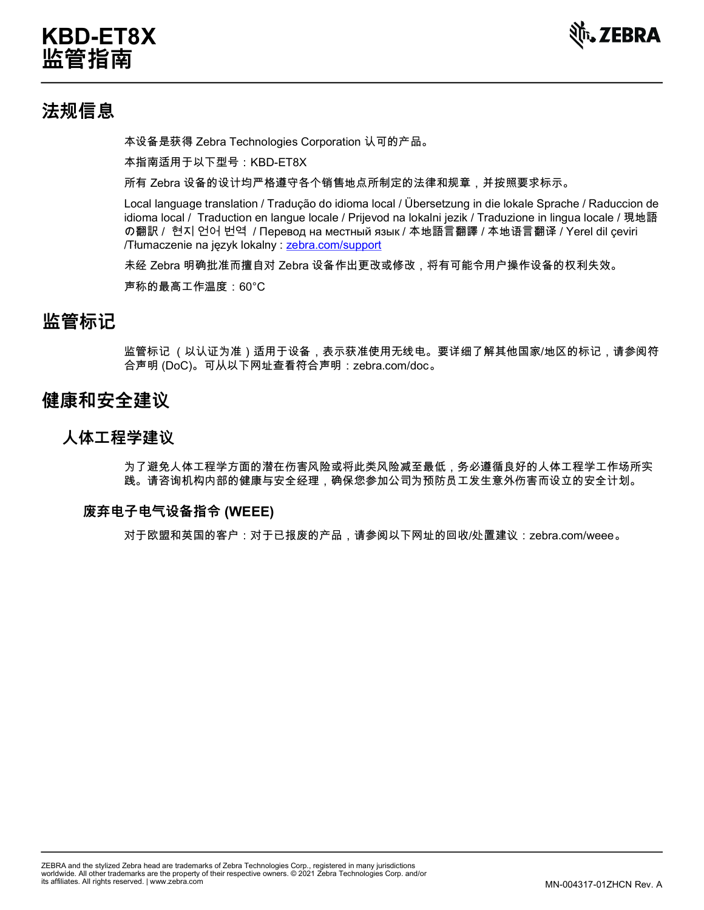# KBD-ET8X 监管指南

## 法规信息

本设备是获得 Zebra Technologies Corporation 认可的产品。

本指南适用于以下型号：KBD-ET8X

所有 Zebra 设备的设计均严格遵守各个销售地点所制定的法律和规章，并按照要求标示。

Local language translation / Tradução do idioma local / Übersetzung in die lokale Sprache / Raduccion de idioma local / Traduction en langue locale / Prijevod na lokalni jezik / Traduzione in lingua locale / 現地語の翻訳 / 현지 언어 번역 / Перевод на местный язык / 本地語言翻譯 / 本地语言翻译 / Yerel dil çeviri /Tłumaczenie na język lokalny : zebra.com/support

未经 Zebra 明确批准而擅自对 Zebra 设备作出更改或修改，将有可能令用户操作设备的权利失效。

声称的最高工作温度：60°C

## 监管标记

监管标记（以认证为准）适用于设备，表示获准使用无线电。要详细了解其他国家/地区的标记，请参阅符合声明 (DoC)。可从以下网址查看符合声明：zebra.com/doc。

## 健康和安全建议

### 人体工程学建议

为了避免人体工程学方面的潜在伤害风险或将此类风险减至最低，务必遵循良好的人体工程学工作场所实践。请咨询机构内部的健康与安全经理，确保您参加公司为预防员工发生意外伤害而设立的安全计划。

#### 废弃电子电气设备指令 (WEEE)

对于欧盟和英国的客户：对于已报废的产品，请参阅以下网址的回收/处置建议：zebra.com/weee。

ZEBRA and the stylized Zebra head are trademarks of Zebra Technologies Corp., registered in many jurisdictions worldwide. All other trademarks are the property of their respective owners. © 2021 Zebra Technologies Corp. and/or its affiliates. All rights reserved. | www.zebra.com

MN-004317-01ZHCN Rev. A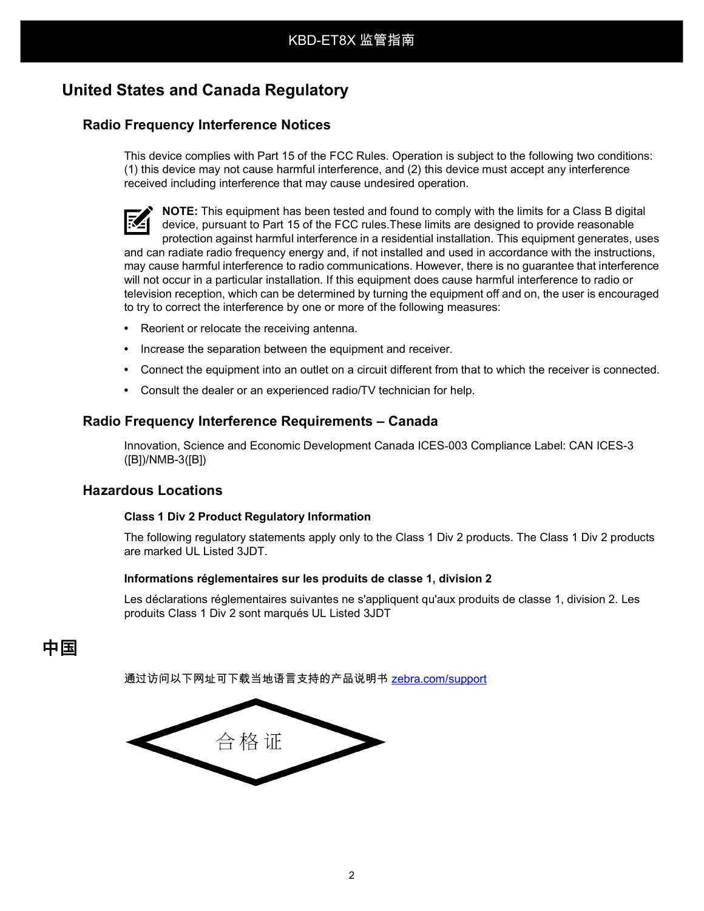# United States and Canada Regulatory

## Radio Frequency Interference Notices

This device complies with Part 15 of the FCC Rules. Operation is subject to the following two conditions: (1) this device may not cause harmful interference, and (2) this device must accept any interference received including interference that may cause undesired operation.

**NOTE:** This equipment has been tested and found to comply with the limits for a Class B digital device, pursuant to Part 15 of the FCC rules.These limits are designed to provide reasonable protection against harmful interference in a residential installation. This equipment generates, uses and can radiate radio frequency energy and, if not installed and used in accordance with the instructions, may cause harmful interference to radio communications. However, there is no guarantee that interference will not occur in a particular installation. If this equipment does cause harmful interference to radio or television reception, which can be determined by turning the equipment off and on, the user is encouraged to try to correct the interference by one or more of the following measures:

- Reorient or relocate the receiving antenna.
- Increase the separation between the equipment and receiver.
- Connect the equipment into an outlet on a circuit different from that to which the receiver is connected.
- Consult the dealer or an experienced radio/TV technician for help.

## Radio Frequency Interference Requirements – Canada

Innovation, Science and Economic Development Canada ICES-003 Compliance Label: CAN ICES-3 ([B])/NMB-3([B])

## Hazardous Locations

### Class 1 Div 2 Product Regulatory Information

The following regulatory statements apply only to the Class 1 Div 2 products. The Class 1 Div 2 products are marked UL Listed 3JDT.

#### Informations réglementaires sur les produits de classe 1, division 2

Les déclarations réglementaires suivantes ne s'appliquent qu'aux produits de classe 1, division 2. Les produits Class 1 Div 2 sont marqués UL Listed 3JDT

# 中国

通过访问以下网址可下载当地语言支持的产品说明书 zebra.com/support

合格证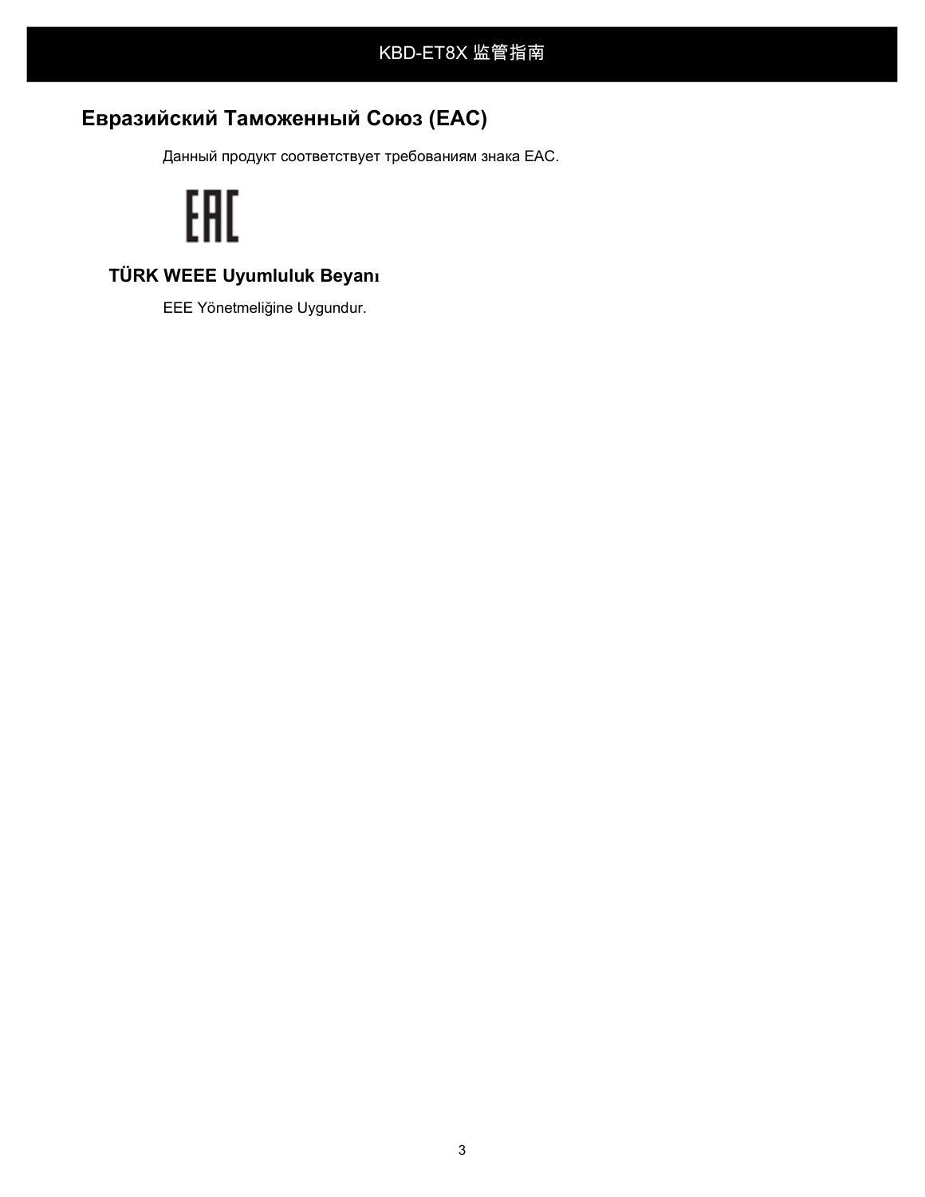## Евразийский Таможенный Союз (EAC)

Данный продукт соответствует требованиям знака EAC.

### TÜRK WEEE Uyumluluk Beyanı

EEE Yönetmeliğine Uygundur.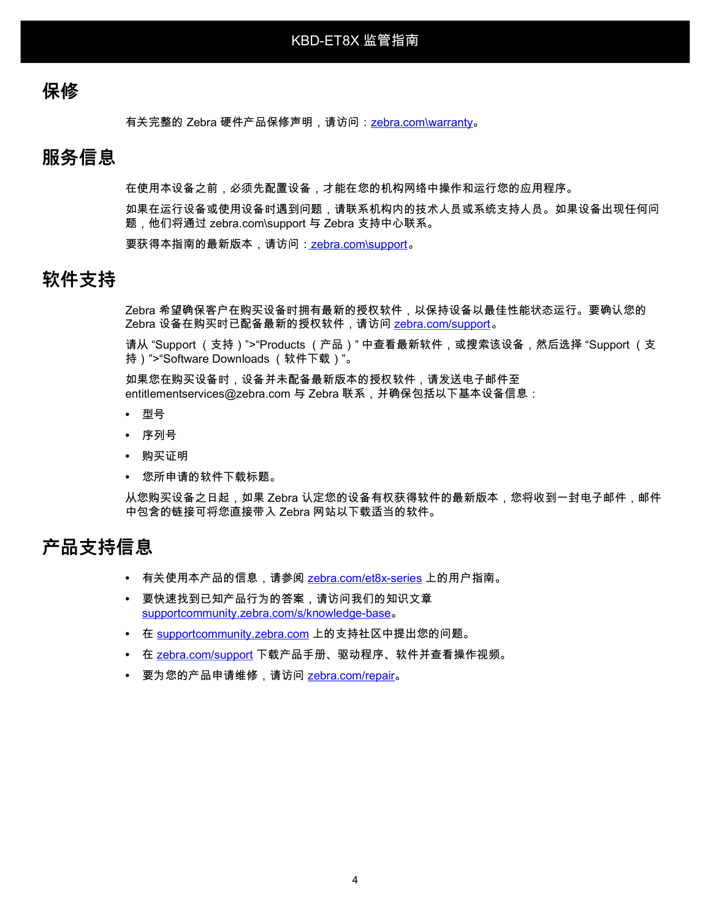## 保修

有关完整的 Zebra 硬件产品保修声明，请访问：zebra.com\warranty。

## 服务信息

在使用本设备之前，必须先配置设备，才能在您的机构网络中操作和运行您的应用程序。

如果在运行设备或使用设备时遇到问题，请联系机构内的技术人员或系统支持人员。如果设备出现任何问题，他们将通过 zebra.com\support 与 Zebra 支持中心联系。

要获得本指南的最新版本，请访问：zebra.com\support。

## 软件支持

Zebra 希望确保客户在购买设备时拥有最新的授权软件，以保持设备以最佳性能状态运行。要确认您的 Zebra 设备在购买时已配备最新的授权软件，请访问 zebra.com/support。

请从 "Support（支持）">"Products（产品）" 中查看最新软件，或搜索该设备，然后选择 "Support（支持）">"Software Downloads（软件下载）"。

如果您在购买设备时，设备并未配备最新版本的授权软件，请发送电子邮件至 entitlementservices@zebra.com 与 Zebra 联系，并确保包括以下基本设备信息：

- 型号
- 序列号
- 购买证明
- 您所申请的软件下载标题。

从您购买设备之日起，如果 Zebra 认定您的设备有权获得软件的最新版本，您将收到一封电子邮件，邮件中包含的链接可将您直接带入 Zebra 网站以下载适当的软件。

## 产品支持信息

- 有关使用本产品的信息，请参阅 zebra.com/et8x-series 上的用户指南。
- 要快速找到已知产品行为的答案，请访问我们的知识文章 supportcommunity.zebra.com/s/knowledge-base。
- 在 supportcommunity.zebra.com 上的支持社区中提出您的问题。
- 在 zebra.com/support 下载产品手册、驱动程序、软件并查看操作视频。
- 要为您的产品申请维修，请访问 zebra.com/repair。